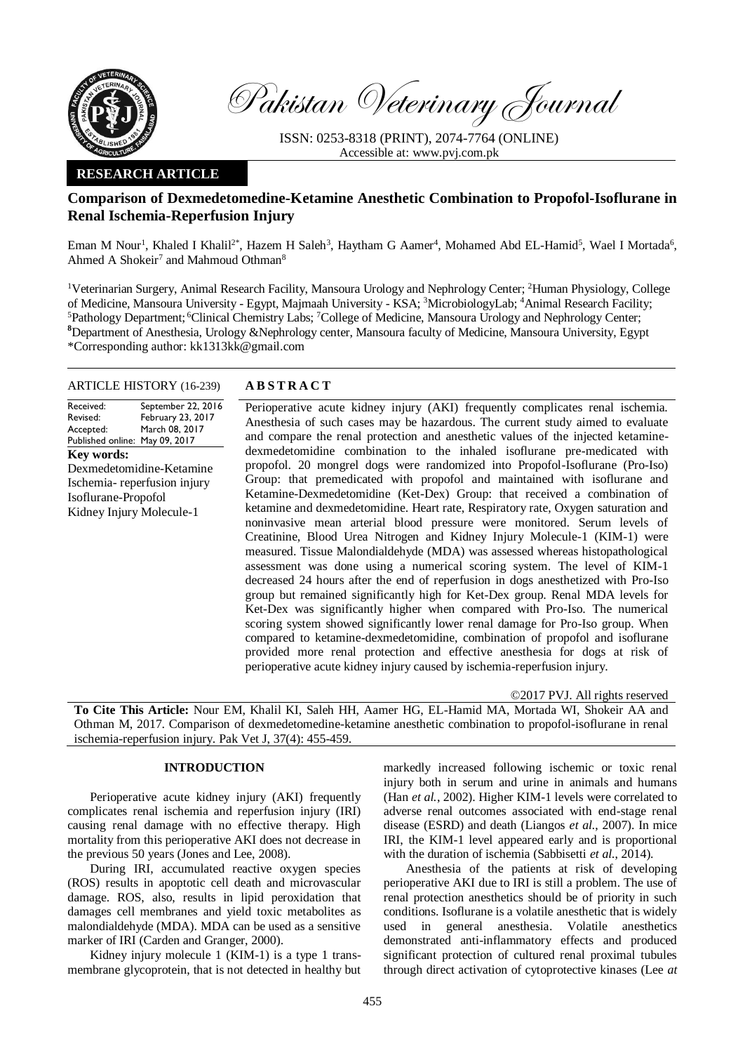Pakistan Veterinary Journal

ISSN: 0253-8318 (PRINT), 2074-7764 (ONLINE)
Accessible at: www.pvj.com.pk

**RESEARCH ARTICLE**

# Comparison of Dexmedetomedine-Ketamine Anesthetic Combination to Propofol-Isoflurane in Renal Ischemia-Reperfusion Injury

Eman M Nour[1], Khaled I Khalil[2*], Hazem H Saleh[3], Haytham G Aamer[4], Mohamed Abd EL-Hamid[5], Wael I Mortada[6], Ahmed A Shokeir[7] and Mahmoud Othman[8]

[1]Veterinarian Surgery, Animal Research Facility, Mansoura Urology and Nephrology Center; [2]Human Physiology, College of Medicine, Mansoura University - Egypt, Majmaah University - KSA; [3]MicrobiologyLab; [4]Animal Research Facility; [5]Pathology Department; [6]Clinical Chemistry Labs; [7]College of Medicine, Mansoura Urology and Nephrology Center; [8]Department of Anesthesia, Urology &Nephrology center, Mansoura faculty of Medicine, Mansoura University, Egypt
*Corresponding author: kk1313kk@gmail.com

**ARTICLE HISTORY** (16-239)

| | |
|---|---|
| Received: | September 22, 2016 |
| Revised: | February 23, 2017 |
| Accepted: | March 08, 2017 |
| Published online: | May 09, 2017 |

**Key words:**
Dexmedetomidine-Ketamine
Ischemia- reperfusion injury
Isoflurane-Propofol
Kidney Injury Molecule-1

## ABSTRACT

Perioperative acute kidney injury (AKI) frequently complicates renal ischemia. Anesthesia of such cases may be hazardous. The current study aimed to evaluate and compare the renal protection and anesthetic values of the injected ketamine-dexmedetomidine combination to the inhaled isoflurane pre-medicated with propofol. 20 mongrel dogs were randomized into Propofol-Isoflurane (Pro-Iso) Group: that premedicated with propofol and maintained with isoflurane and Ketamine-Dexmedetomidine (Ket-Dex) Group: that received a combination of ketamine and dexmedetomidine. Heart rate, Respiratory rate, Oxygen saturation and noninvasive mean arterial blood pressure were monitored. Serum levels of Creatinine, Blood Urea Nitrogen and Kidney Injury Molecule-1 (KIM-1) were measured. Tissue Malondialdehyde (MDA) was assessed whereas histopathological assessment was done using a numerical scoring system. The level of KIM-1 decreased 24 hours after the end of reperfusion in dogs anesthetized with Pro-Iso group but remained significantly high for Ket-Dex group. Renal MDA levels for Ket-Dex was significantly higher when compared with Pro-Iso. The numerical scoring system showed significantly lower renal damage for Pro-Iso group. When compared to ketamine-dexmedetomidine, combination of propofol and isoflurane provided more renal protection and effective anesthesia for dogs at risk of perioperative acute kidney injury caused by ischemia-reperfusion injury.

©2017 PVJ. All rights reserved

**To Cite This Article:** Nour EM, Khalil KI, Saleh HH, Aamer HG, EL-Hamid MA, Mortada WI, Shokeir AA and Othman M, 2017. Comparison of dexmedetomidine-ketamine anesthetic combination to propofol-isoflurane in renal ischemia-reperfusion injury. Pak Vet J, 37(4): 455-459.

## INTRODUCTION

Perioperative acute kidney injury (AKI) frequently complicates renal ischemia and reperfusion injury (IRI) causing renal damage with no effective therapy. High mortality from this perioperative AKI does not decrease in the previous 50 years (Jones and Lee, 2008).

During IRI, accumulated reactive oxygen species (ROS) results in apoptotic cell death and microvascular damage. ROS, also, results in lipid peroxidation that damages cell membranes and yield toxic metabolites as malondialdehyde (MDA). MDA can be used as a sensitive marker of IRI (Carden and Granger, 2000).

Kidney injury molecule 1 (KIM-1) is a type 1 trans-membrane glycoprotein, that is not detected in healthy but markedly increased following ischemic or toxic renal injury both in serum and urine in animals and humans (Han *et al.*, 2002). Higher KIM-1 levels were correlated to adverse renal outcomes associated with end-stage renal disease (ESRD) and death (Liangos *et al.*, 2007). In mice IRI, the KIM-1 level appeared early and is proportional with the duration of ischemia (Sabbisetti *et al.*, 2014).

Anesthesia of the patients at risk of developing perioperative AKI due to IRI is still a problem. The use of renal protection anesthetics should be of priority in such conditions. Isoflurane is a volatile anesthetic that is widely used in general anesthesia. Volatile anesthetics demonstrated anti-inflammatory effects and produced significant protection of cultured renal proximal tubules through direct activation of cytoprotective kinases (Lee *at*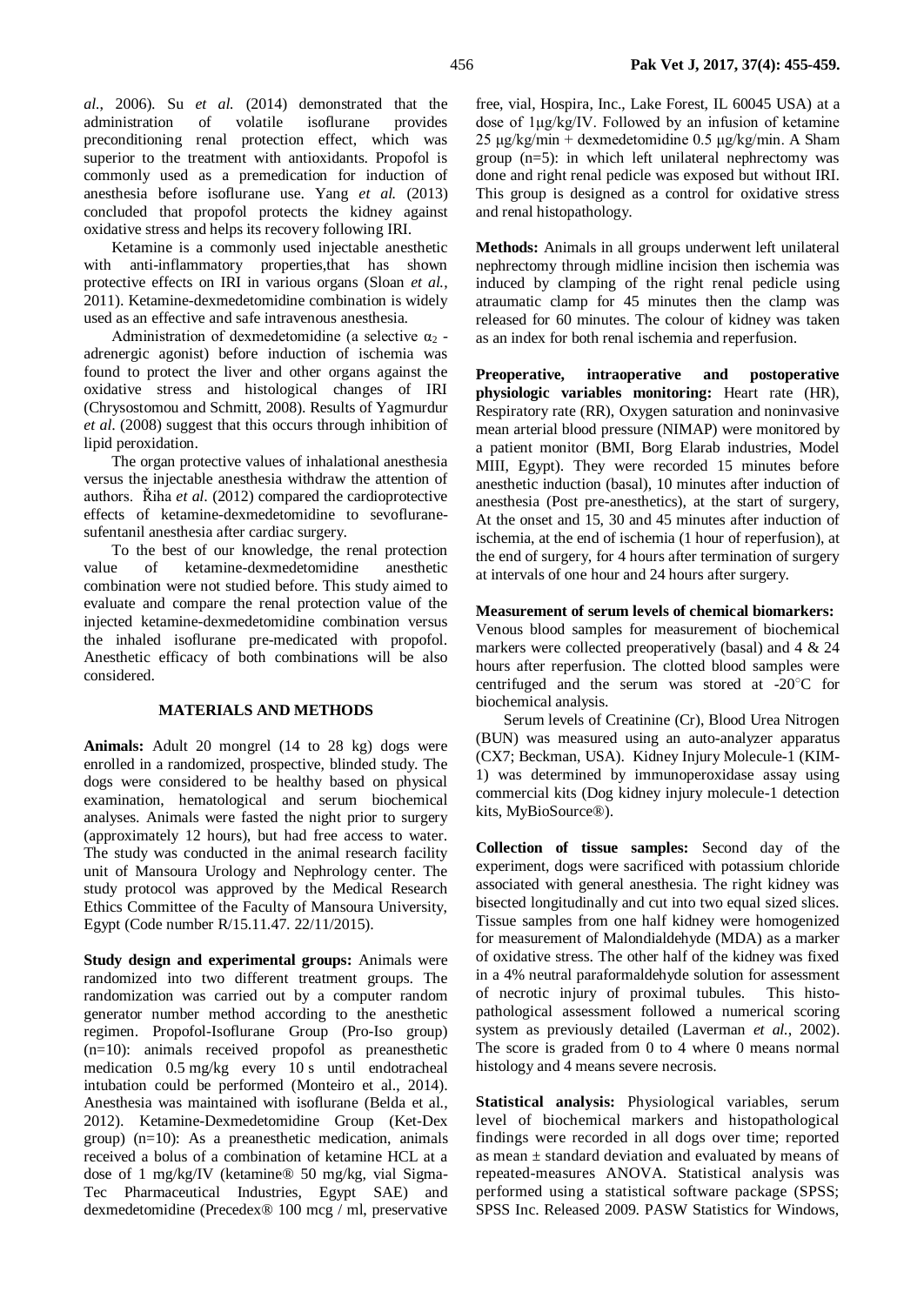*al.*, 2006). Su *et al.* (2014) demonstrated that the administration of volatile isoflurane provides preconditioning renal protection effect, which was superior to the treatment with antioxidants. Propofol is commonly used as a premedication for induction of anesthesia before isoflurane use. Yang *et al.* (2013) concluded that propofol protects the kidney against oxidative stress and helps its recovery following IRI.

Ketamine is a commonly used injectable anesthetic with anti-inflammatory properties,that has shown protective effects on IRI in various organs (Sloan *et al.*, 2011). Ketamine-dexmedetomidine combination is widely used as an effective and safe intravenous anesthesia.

Administration of dexmedetomidine (a selective $\alpha_2$ - adrenergic agonist) before induction of ischemia was found to protect the liver and other organs against the oxidative stress and histological changes of IRI (Chrysostomou and Schmitt, 2008). Results of Yagmurdur *et al.* (2008) suggest that this occurs through inhibition of lipid peroxidation.

The organ protective values of inhalational anesthesia versus the injectable anesthesia withdraw the attention of authors. Řiha *et al.* (2012) compared the cardioprotective effects of ketamine-dexmedetomidine to sevoflurane-sufentanil anesthesia after cardiac surgery.

To the best of our knowledge, the renal protection value of ketamine-dexmedetomidine anesthetic combination were not studied before. This study aimed to evaluate and compare the renal protection value of the injected ketamine-dexmedetomidine combination versus the inhaled isoflurane pre-medicated with propofol. Anesthetic efficacy of both combinations will be also considered.

## MATERIALS AND METHODS

**Animals:** Adult 20 mongrel (14 to 28 kg) dogs were enrolled in a randomized, prospective, blinded study. The dogs were considered to be healthy based on physical examination, hematological and serum biochemical analyses. Animals were fasted the night prior to surgery (approximately 12 hours), but had free access to water. The study was conducted in the animal research facility unit of Mansoura Urology and Nephrology center. The study protocol was approved by the Medical Research Ethics Committee of the Faculty of Mansoura University, Egypt (Code number R/15.11.47. 22/11/2015).

**Study design and experimental groups:** Animals were randomized into two different treatment groups. The randomization was carried out by a computer random generator number method according to the anesthetic regimen. Propofol-Isoflurane Group (Pro-Iso group) (n=10): animals received propofol as preanesthetic medication 0.5 mg/kg every 10 s until endotracheal intubation could be performed (Monteiro et al., 2014). Anesthesia was maintained with isoflurane (Belda et al., 2012). Ketamine-Dexmedetomidine Group (Ket-Dex group) (n=10): As a preanesthetic medication, animals received a bolus of a combination of ketamine HCL at a dose of 1 mg/kg/IV (ketamine® 50 mg/kg, vial Sigma-Tec Pharmaceutical Industries, Egypt SAE) and dexmedetomidine (Precedex® 100 mcg / ml, preservative free, vial, Hospira, Inc., Lake Forest, IL 60045 USA) at a dose of 1μg/kg/IV. Followed by an infusion of ketamine 25 μg/kg/min + dexmedetomidine 0.5 μg/kg/min. A Sham group (n=5): in which left unilateral nephrectomy was done and right renal pedicle was exposed but without IRI. This group is designed as a control for oxidative stress and renal histopathology.

**Methods:** Animals in all groups underwent left unilateral nephrectomy through midline incision then ischemia was induced by clamping of the right renal pedicle using atraumatic clamp for 45 minutes then the clamp was released for 60 minutes. The colour of kidney was taken as an index for both renal ischemia and reperfusion.

**Preoperative, intraoperative and postoperative physiologic variables monitoring:** Heart rate (HR), Respiratory rate (RR), Oxygen saturation and noninvasive mean arterial blood pressure (NIMAP) were monitored by a patient monitor (BMI, Borg Elarab industries, Model MIII, Egypt). They were recorded 15 minutes before anesthetic induction (basal), 10 minutes after induction of anesthesia (Post pre-anesthetics), at the start of surgery, At the onset and 15, 30 and 45 minutes after induction of ischemia, at the end of ischemia (1 hour of reperfusion), at the end of surgery, for 4 hours after termination of surgery at intervals of one hour and 24 hours after surgery.

**Measurement of serum levels of chemical biomarkers:** Venous blood samples for measurement of biochemical markers were collected preoperatively (basal) and 4 & 24 hours after reperfusion. The clotted blood samples were centrifuged and the serum was stored at -20°C for biochemical analysis.

Serum levels of Creatinine (Cr), Blood Urea Nitrogen (BUN) was measured using an auto-analyzer apparatus (CX7; Beckman, USA). Kidney Injury Molecule-1 (KIM-1) was determined by immunoperoxidase assay using commercial kits (Dog kidney injury molecule-1 detection kits, MyBioSource®).

**Collection of tissue samples:** Second day of the experiment, dogs were sacrificed with potassium chloride associated with general anesthesia. The right kidney was bisected longitudinally and cut into two equal sized slices. Tissue samples from one half kidney were homogenized for measurement of Malondialdehyde (MDA) as a marker of oxidative stress. The other half of the kidney was fixed in a 4% neutral paraformaldehyde solution for assessment of necrotic injury of proximal tubules. This histopathological assessment followed a numerical scoring system as previously detailed (Laverman *et al.*, 2002). The score is graded from 0 to 4 where 0 means normal histology and 4 means severe necrosis.

**Statistical analysis:** Physiological variables, serum level of biochemical markers and histopathological findings were recorded in all dogs over time; reported as mean ± standard deviation and evaluated by means of repeated-measures ANOVA. Statistical analysis was performed using a statistical software package (SPSS; SPSS Inc. Released 2009. PASW Statistics for Windows,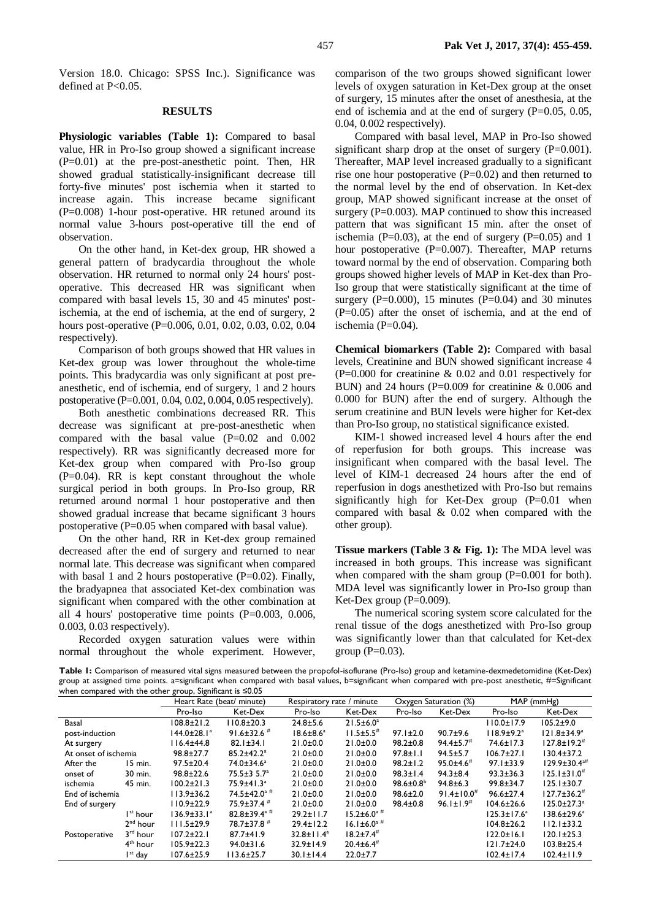Version 18.0. Chicago: SPSS Inc.). Significance was defined at P<0.05.

## RESULTS

**Physiologic variables (Table 1):** Compared to basal value, HR in Pro-Iso group showed a significant increase (P=0.01) at the pre-post-anesthetic point. Then, HR showed gradual statistically-insignificant decrease till forty-five minutes' post ischemia when it started to increase again. This increase became significant (P=0.008) 1-hour post-operative. HR retuned around its normal value 3-hours post-operative till the end of observation.

On the other hand, in Ket-dex group, HR showed a general pattern of bradycardia throughout the whole observation. HR returned to normal only 24 hours' post-operative. This decreased HR was significant when compared with basal levels 15, 30 and 45 minutes' post-ischemia, at the end of ischemia, at the end of surgery, 2 hours post-operative (P=0.006, 0.01, 0.02, 0.03, 0.02, 0.04 respectively).

Comparison of both groups showed that HR values in Ket-dex group was lower throughout the whole-time points. This bradycardia was only significant at post pre-anesthetic, end of ischemia, end of surgery, 1 and 2 hours postoperative (P=0.001, 0.04, 0.02, 0.004, 0.05 respectively).

Both anesthetic combinations decreased RR. This decrease was significant at pre-post-anesthetic when compared with the basal value (P=0.02 and 0.002 respectively). RR was significantly decreased more for Ket-dex group when compared with Pro-Iso group (P=0.04). RR is kept constant throughout the whole surgical period in both groups. In Pro-Iso group, RR returned around normal 1 hour postoperative and then showed gradual increase that became significant 3 hours postoperative (P=0.05 when compared with basal value).

On the other hand, RR in Ket-dex group remained decreased after the end of surgery and returned to near normal late. This decrease was significant when compared with basal 1 and 2 hours postoperative (P=0.02). Finally, the bradyapnea that associated Ket-dex combination was significant when compared with the other combination at all 4 hours' postoperative time points (P=0.003, 0.006, 0.003, 0.03 respectively).

Recorded oxygen saturation values were within normal throughout the whole experiment. However, comparison of the two groups showed significant lower levels of oxygen saturation in Ket-Dex group at the onset of surgery, 15 minutes after the onset of anesthesia, at the end of ischemia and at the end of surgery (P=0.05, 0.05, 0.04, 0.002 respectively).

Compared with basal level, MAP in Pro-Iso showed significant sharp drop at the onset of surgery (P=0.001). Thereafter, MAP level increased gradually to a significant rise one hour postoperative (P=0.02) and then returned to the normal level by the end of observation. In Ket-dex group, MAP showed significant increase at the onset of surgery (P=0.003). MAP continued to show this increased pattern that was significant 15 min. after the onset of ischemia (P=0.03), at the end of surgery (P=0.05) and 1 hour postoperative (P=0.007). Thereafter, MAP returns toward normal by the end of observation. Comparing both groups showed higher levels of MAP in Ket-dex than Pro-Iso group that were statistically significant at the time of surgery (P=0.000), 15 minutes (P=0.04) and 30 minutes (P=0.05) after the onset of ischemia, and at the end of ischemia (P=0.04).

**Chemical biomarkers (Table 2):** Compared with basal levels, Creatinine and BUN showed significant increase 4 (P=0.000 for creatinine & 0.02 and 0.01 respectively for BUN) and 24 hours (P=0.009 for creatinine & 0.006 and 0.000 for BUN) after the end of surgery. Although the serum creatinine and BUN levels were higher for Ket-dex than Pro-Iso group, no statistical significance existed.

KIM-1 showed increased level 4 hours after the end of reperfusion for both groups. This increase was insignificant when compared with the basal level. The level of KIM-1 decreased 24 hours after the end of reperfusion in dogs anesthetized with Pro-Iso but remains significantly high for Ket-Dex group (P=0.01 when compared with basal & 0.02 when compared with the other group).

**Tissue markers (Table 3 & Fig. 1):** The MDA level was increased in both groups. This increase was significant when compared with the sham group (P=0.001 for both). MDA level was significantly lower in Pro-Iso group than Ket-Dex group (P=0.009).

The numerical scoring system score calculated for the renal tissue of the dogs anesthetized with Pro-Iso group was significantly lower than that calculated for Ket-dex group (P=0.03).

**Table 1:** Comparison of measured vital signs measured between the propofol-isoflurane (Pro-Iso) group and ketamine-dexmedetomidine (Ket-Dex) group at assigned time points. a=significant when compared with basal values, b=significant when compared with pre-post anesthetic, #=Significant when compared with the other group, Significant is ≤0.05

| | | Heart Rate (beat/ minute) | | Respiratory rate / minute | | Oxygen Saturation (%) | | MAP (mmHg) | |
|---|---|---|---|---|---|---|---|---|---|
| | | Pro-Iso | Ket-Dex | Pro-Iso | Ket-Dex | Pro-Iso | Ket-Dex | Pro-Iso | Ket-Dex |
| Basal | | 108.8±21.2 | 110.8±20.3 | 24.8±5.6 | 21.5±6.0[a] | | | 110.0±17.9 | 105.2±9.0 |
| post-induction | | 144.0±28.1[a] | 91.6±32.6 [#] | 18.6±8.6[a] | 11.5±5.5[#] | 97.1±2.0 | 90.7±9.6 | 118.9±9.2[a] | 121.8±34.9[a] |
| At surgery | | 116.4±44.8 | 82.1±34.1 | 21.0±0.0 | 21.0±0.0 | 98.2±0.8 | 94.4±5.7[#] | 74.6±17.3 | 127.8±19.2[#] |
| At onset of ischemia | | 98.8±27.7 | 85.2±42.2[a] | 21.0±0.0 | 21.0±0.0 | 97.8±1.1 | 94.5±5.7 | 106.7±27.1 | 130.4±37.2 |
| After the onset of ischemia | 15 min. | 97.5±20.4 | 74.0±34.6[a] | 21.0±0.0 | 21.0±0.0 | 98.2±1.2 | 95.0±4.6[#] | 97.1±33.9 | 129.9±30.4[a#] |
| | 30 min. | 98.8±22.6 | 75.5±3 5.7[a] | 21.0±0.0 | 21.0±0.0 | 98.3±1.4 | 94.3±8.4 | 93.3±36.3 | 125.1±31.0[#] |
| | 45 min. | 100.2±21.3 | 75.9±41.3[a] | 21.0±0.0 | 21.0±0.0 | 98.6±0.8[b] | 94.8±6.3 | 99.8±34.7 | 125.1±30.7 |
| End of ischemia | | 113.9±36.2 | 74.5±42.0[a #] | 21.0±0.0 | 21.0±0.0 | 98.6±2.0 | 91.4±10.0[#] | 96.6±27.4 | 127.7±36.2[#] |
| End of surgery | | 110.9±22.9 | 75.9±37.4 [#] | 21.0±0.0 | 21.0±0.0 | 98.4±0.8 | 96.1±1.9[#] | 104.6±26.6 | 125.0±27.3[a] |
| Postoperative | 1[st] hour | 136.9±33.1[a] | 82.8±39.4[a #] | 29.2±11.7 | 15.2±6.0[a #] | | | 125.3±17.6[a] | 138.6±29.6[a] |
| | 2[nd] hour | 111.5±29.9 | 78.7±37.8 [#] | 29.4±12.2 | 16.1±6.0[a #] | | | 104.8±26.2 | 112.1±33.2 |
| | 3[rd] hour | 107.2±22.1 | 87.7±41.9 | 32.8±11.4[a] | 18.2±7.4[#] | | | 122.0±16.1 | 120.1±25.3 |
| | 4[th] hour | 105.9±22.3 | 94.0±31.6 | 32.9±14.9 | 20.4±6.4[#] | | | 121.7±24.0 | 103.8±25.4 |
| | 1[st] day | 107.6±25.9 | 113.6±25.7 | 30.1±14.4 | 22.0±7.7 | | | 102.4±17.4 | 102.4±11.9 |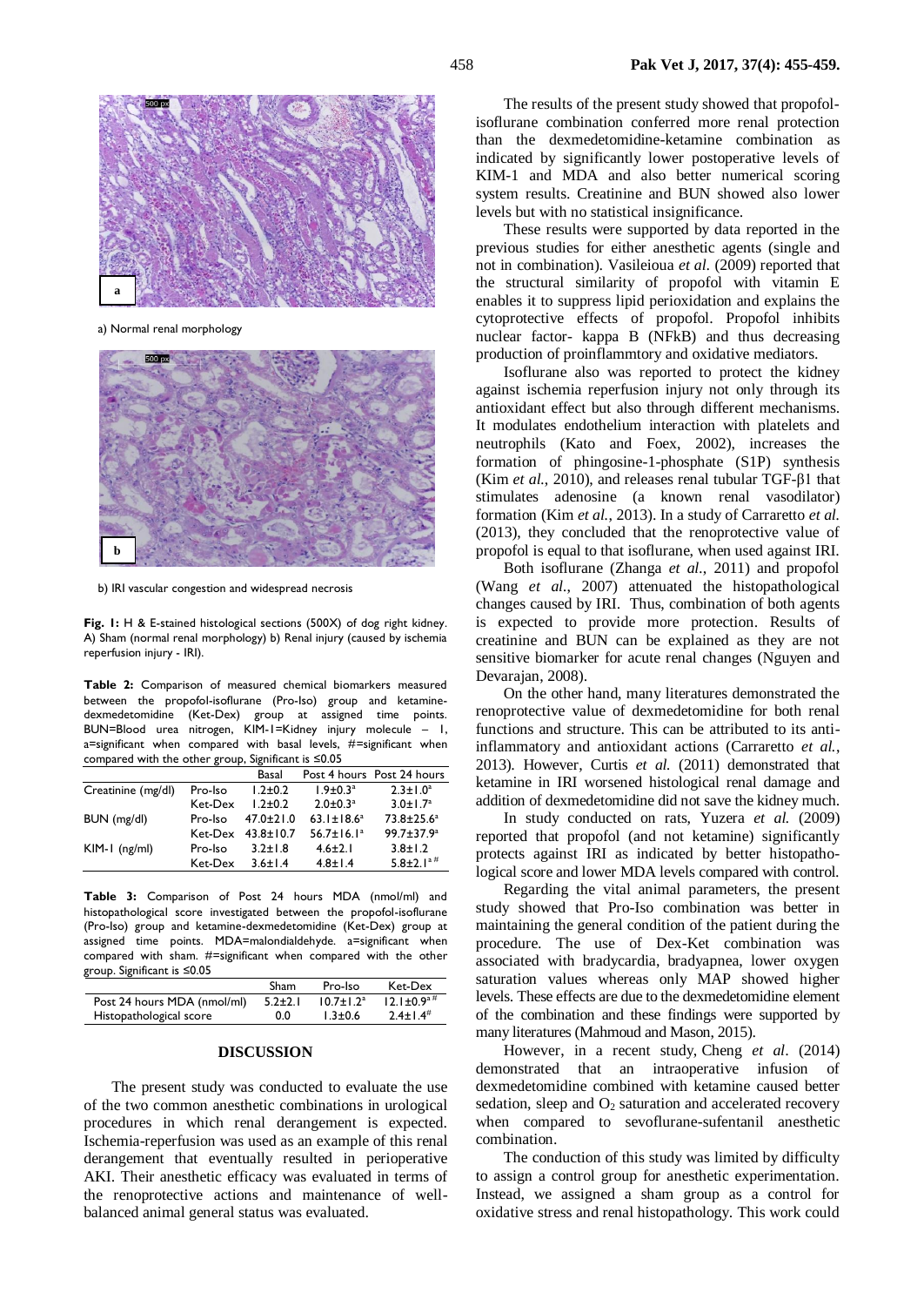a) Normal renal morphology

b) IRI vascular congestion and widespread necrosis

**Fig. 1:** H & E-stained histological sections (500X) of dog right kidney. A) Sham (normal renal morphology) b) Renal injury (caused by ischemia reperfusion injury - IRI).

**Table 2:** Comparison of measured chemical biomarkers measured between the propofol-isoflurane (Pro-Iso) group and ketamine-dexmedetomidine (Ket-Dex) group at assigned time points. BUN=Blood urea nitrogen, KIM-1=Kidney injury molecule – 1, a=significant when compared with basal levels, #=significant when compared with the other group, Significant is ≤0.05

| | | Basal | Post 4 hours | Post 24 hours |
|---|---|---|---|---|
| Creatinine (mg/dl) | Pro-Iso | 1.2±0.2 | 1.9±0.3[a] | 2.3±1.0[a] |
| | Ket-Dex | 1.2±0.2 | 2.0±0.3[a] | 3.0±1.7[a] |
| BUN (mg/dl) | Pro-Iso | 47.0±21.0 | 63.1±18.6[a] | 73.8±25.6[a] |
| | Ket-Dex | 43.8±10.7 | 56.7±16.1[a] | 99.7±37.9[a] |
| KIM-1 (ng/ml) | Pro-Iso | 3.2±1.8 | 4.6±2.1 | 3.8±1.2 |
| | Ket-Dex | 3.6±1.4 | 4.8±1.4 | 5.8±2.1[a #] |

**Table 3:** Comparison of Post 24 hours MDA (nmol/ml) and histopathological score investigated between the propofol-isoflurane (Pro-Iso) group and ketamine-dexmedetomidine (Ket-Dex) group at assigned time points. MDA=malondialdehyde. a=significant when compared with sham. #=significant when compared with the other group. Significant is ≤0.05

| | Sham | Pro-Iso | Ket-Dex |
|---|---|---|---|
| Post 24 hours MDA (nmol/ml) | 5.2±2.1 | 10.7±1.2[a] | 12.1±0.9[a #] |
| Histopathological score | 0.0 | 1.3±0.6 | 2.4±1.4[#] |

## DISCUSSION

The present study was conducted to evaluate the use of the two common anesthetic combinations in urological procedures in which renal derangement is expected. Ischemia-reperfusion was used as an example of this renal derangement that eventually resulted in perioperative AKI. Their anesthetic efficacy was evaluated in terms of the renoprotective actions and maintenance of well-balanced animal general status was evaluated.

The results of the present study showed that propofol-isoflurane combination conferred more renal protection than the dexmedetomidine-ketamine combination as indicated by significantly lower postoperative levels of KIM-1 and MDA and also better numerical scoring system results. Creatinine and BUN showed also lower levels but with no statistical insignificance.

These results were supported by data reported in the previous studies for either anesthetic agents (single and not in combination). Vasileioua *et al.* (2009) reported that the structural similarity of propofol with vitamin E enables it to suppress lipid perioxidation and explains the cytoprotective effects of propofol. Propofol inhibits nuclear factor- kappa B (NFkB) and thus decreasing production of proinflammtory and oxidative mediators.

Isoflurane also was reported to protect the kidney against ischemia reperfusion injury not only through its antioxidant effect but also through different mechanisms. It modulates endothelium interaction with platelets and neutrophils (Kato and Foex, 2002), increases the formation of phingosine-1-phosphate (S1P) synthesis (Kim *et al.*, 2010), and releases renal tubular TGF-β1 that stimulates adenosine (a known renal vasodilator) formation (Kim *et al.*, 2013). In a study of Carraretto *et al.* (2013), they concluded that the renoprotective value of propofol is equal to that isoflurane, when used against IRI.

Both isoflurane (Zhanga *et al.*, 2011) and propofol (Wang *et al.*, 2007) attenuated the histopathological changes caused by IRI. Thus, combination of both agents is expected to provide more protection. Results of creatinine and BUN can be explained as they are not sensitive biomarker for acute renal changes (Nguyen and Devarajan, 2008).

On the other hand, many literatures demonstrated the renoprotective value of dexmedetomidine for both renal functions and structure. This can be attributed to its anti-inflammatory and antioxidant actions (Carraretto *et al.*, 2013). However, Curtis *et al.* (2011) demonstrated that ketamine in IRI worsened histological renal damage and addition of dexmedetomidine did not save the kidney much.

In study conducted on rats, Yuzera *et al.* (2009) reported that propofol (and not ketamine) significantly protects against IRI as indicated by better histopathological score and lower MDA levels compared with control.

Regarding the vital animal parameters, the present study showed that Pro-Iso combination was better in maintaining the general condition of the patient during the procedure. The use of Dex-Ket combination was associated with bradycardia, bradyapnea, lower oxygen saturation values whereas only MAP showed higher levels. These effects are due to the dexmedetomidine element of the combination and these findings were supported by many literatures (Mahmoud and Mason, 2015).

However, in a recent study, Cheng *et al*. (2014) demonstrated that an intraoperative infusion of dexmedetomidine combined with ketamine caused better sedation, sleep and $O_2$ saturation and accelerated recovery when compared to sevoflurane-sufentanil anesthetic combination.

The conduction of this study was limited by difficulty to assign a control group for anesthetic experimentation. Instead, we assigned a sham group as a control for oxidative stress and renal histopathology. This work could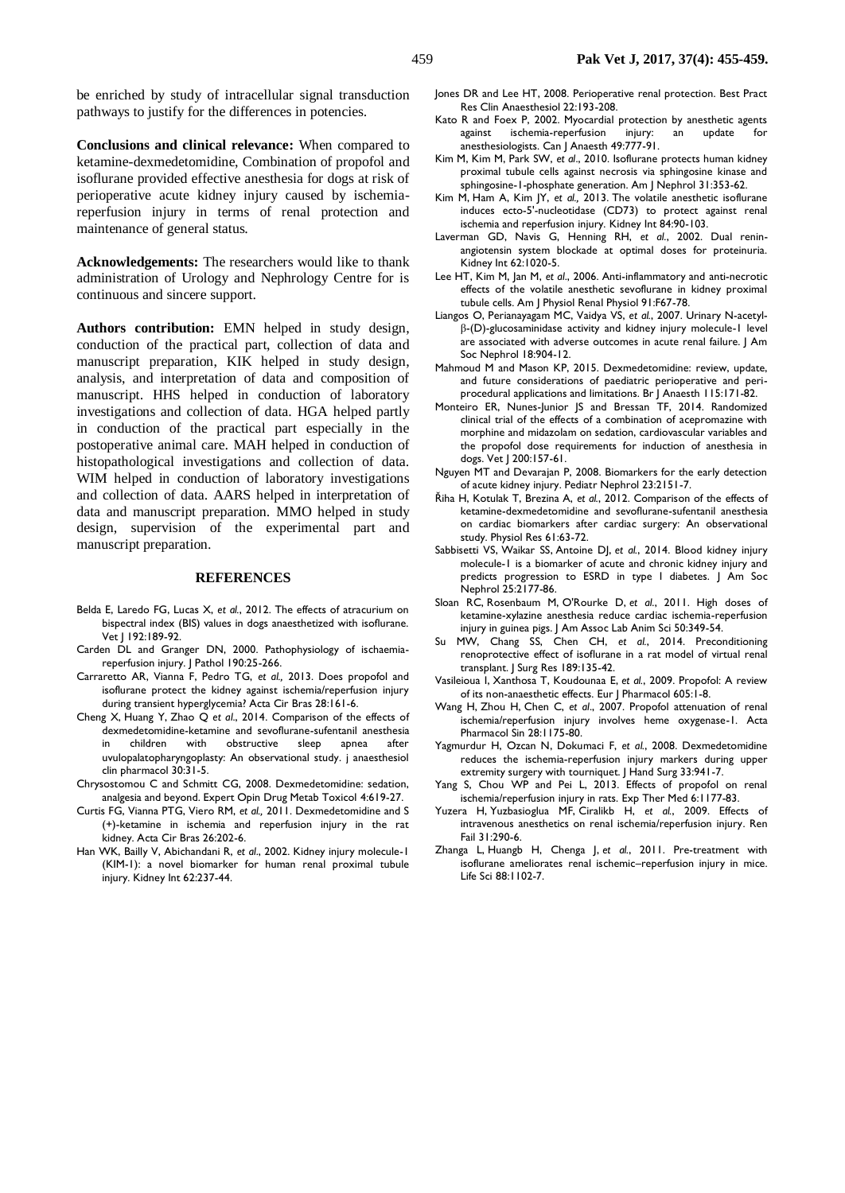be enriched by study of intracellular signal transduction pathways to justify for the differences in potencies.

**Conclusions and clinical relevance:** When compared to ketamine-dexmedetomidine, Combination of propofol and isoflurane provided effective anesthesia for dogs at risk of perioperative acute kidney injury caused by ischemia-reperfusion injury in terms of renal protection and maintenance of general status.

**Acknowledgements:** The researchers would like to thank administration of Urology and Nephrology Centre for is continuous and sincere support.

**Authors contribution:** EMN helped in study design, conduction of the practical part, collection of data and manuscript preparation, KIK helped in study design, analysis, and interpretation of data and composition of manuscript. HHS helped in conduction of laboratory investigations and collection of data. HGA helped partly in conduction of the practical part especially in the postoperative animal care. MAH helped in conduction of histopathological investigations and collection of data. WIM helped in conduction of laboratory investigations and collection of data. AARS helped in interpretation of data and manuscript preparation. MMO helped in study design, supervision of the experimental part and manuscript preparation.

## REFERENCES

Belda E, Laredo FG, Lucas X, *et al.*, 2012. The effects of atracurium on bispectral index (BIS) values in dogs anaesthetized with isoflurane. Vet J 192:189-92.

Carden DL and Granger DN, 2000. Pathophysiology of ischaemia-reperfusion injury. J Pathol 190:25-266.

Carraretto AR, Vianna F, Pedro TG, *et al.,* 2013. Does propofol and isoflurane protect the kidney against ischemia/reperfusion injury during transient hyperglycemia? Acta Cir Bras 28:161-6.

Cheng X, Huang Y, Zhao Q *et al*., 2014. Comparison of the effects of dexmedetomidine-ketamine and sevoflurane-sufentanil anesthesia in children with obstructive sleep apnea after uvulopalatopharyngoplasty: An observational study. j anaesthesiol clin pharmacol 30:31-5.

Chrysostomou C and Schmitt CG, 2008. Dexmedetomidine: sedation, analgesia and beyond. Expert Opin Drug Metab Toxicol 4:619-27.

Curtis FG, Vianna PTG, Viero RM, *et al.,* 2011. Dexmedetomidine and S (+)-ketamine in ischemia and reperfusion injury in the rat kidney. Acta Cir Bras 26:202-6.

Han WK, Bailly V, Abichandani R, *et al*., 2002. Kidney injury molecule-1 (KIM-1): a novel biomarker for human renal proximal tubule injury. Kidney Int 62:237-44.

Jones DR and Lee HT, 2008. Perioperative renal protection. Best Pract Res Clin Anaesthesiol 22:193-208.

Kato R and Foex P, 2002. Myocardial protection by anesthetic agents against ischemia-reperfusion injury: an update for anesthesiologists. Can J Anaesth 49:777-91.

Kim M, Kim M, Park SW, *et al*., 2010. Isoflurane protects human kidney proximal tubule cells against necrosis via sphingosine kinase and sphingosine-1-phosphate generation. Am J Nephrol 31:353-62.

Kim M, Ham A, Kim JY, *et al.,* 2013. The volatile anesthetic isoflurane induces ecto-5'-nucleotidase (CD73) to protect against renal ischemia and reperfusion injury. Kidney Int 84:90-103.

Laverman GD, Navis G, Henning RH, *et al*., 2002. Dual renin-angiotensin system blockade at optimal doses for proteinuria. Kidney Int 62:1020-5.

Lee HT, Kim M, Jan M, *et al*., 2006. Anti-inflammatory and anti-necrotic effects of the volatile anesthetic sevoflurane in kidney proximal tubule cells. Am J Physiol Renal Physiol 91:F67-78.

Liangos O, Perianayagam MC, Vaidya VS, *et al*., 2007. Urinary N-acetyl-β-(D)-glucosaminidase activity and kidney injury molecule-1 level are associated with adverse outcomes in acute renal failure. J Am Soc Nephrol 18:904-12.

Mahmoud M and Mason KP, 2015. Dexmedetomidine: review, update, and future considerations of paediatric perioperative and peri-procedural applications and limitations. Br J Anaesth 115:171-82.

Monteiro ER, Nunes-Junior JS and Bressan TF, 2014. Randomized clinical trial of the effects of a combination of acepromazine with morphine and midazolam on sedation, cardiovascular variables and the propofol dose requirements for induction of anesthesia in dogs. Vet J 200:157-61.

Nguyen MT and Devarajan P, 2008. Biomarkers for the early detection of acute kidney injury. Pediatr Nephrol 23:2151-7.

Říha H, Kotulak T, Brezina A, *et al*., 2012. Comparison of the effects of ketamine-dexmedetomidine and sevoflurane-sufentanil anesthesia on cardiac biomarkers after cardiac surgery: An observational study. Physiol Res 61:63-72.

Sabbisetti VS, Waikar SS, Antoine DJ, *et al*., 2014. Blood kidney injury molecule-1 is a biomarker of acute and chronic kidney injury and predicts progression to ESRD in type I diabetes. J Am Soc Nephrol 25:2177-86.

Sloan RC, Rosenbaum M, O'Rourke D, *et al*., 2011. High doses of ketamine-xylazine anesthesia reduce cardiac ischemia-reperfusion injury in guinea pigs. J Am Assoc Lab Anim Sci 50:349-54.

Su MW, Chang SS, Chen CH, *et al*., 2014. Preconditioning renoprotective effect of isoflurane in a rat model of virtual renal transplant. J Surg Res 189:135-42.

Vasileioua I, Xanthosa T, Koudounaa E, *et al*., 2009. Propofol: A review of its non-anaesthetic effects. Eur J Pharmacol 605:1-8.

Wang H, Zhou H, Chen C, *et al*., 2007. Propofol attenuation of renal ischemia/reperfusion injury involves heme oxygenase-1. Acta Pharmacol Sin 28:1175-80.

Yagmurdur H, Ozcan N, Dokumaci F, *et al*., 2008. Dexmedetomidine reduces the ischemia-reperfusion injury markers during upper extremity surgery with tourniquet. J Hand Surg 33:941-7.

Yang S, Chou WP and Pei L, 2013. Effects of propofol on renal ischemia/reperfusion injury in rats. Exp Ther Med 6:1177-83.

Yuzera H, Yuzbasioglua MF, Ciralikb H, *et al*., 2009. Effects of intravenous anesthetics on renal ischemia/reperfusion injury. Ren Fail 31:290-6.

Zhanga L, Huangb H, Chenga J, *et al*., 2011. Pre-treatment with isoflurane ameliorates renal ischemic–reperfusion injury in mice. Life Sci 88:1102-7.